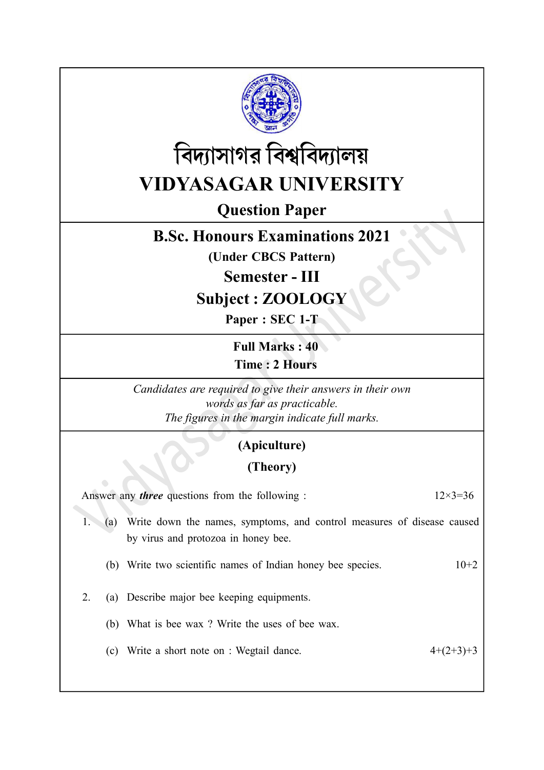# বিদ্যাসাগর বিশ্ববিদ্যালয়

# VIDYASAGAR UNIVERSITY

## Question Paper

## B.Sc. Honours Examinations 2021

**(Under CBCS Pattern)**

## Semester - III

## Subject : ZOOLOGY

**Paper : SEC 1-T**

**Full Marks : 40**

**Time : 2 Hours**

*Candidates are required to give their answers in their own words as far as practicable.*

*The figures in the margin indicate full marks.*

### (Apiculture)

### (Theory)

Answer any ***three*** questions from the following : 12×3=36

1. (a) Write down the names, symptoms, and control measures of disease caused by virus and protozoa in honey bee.

   (b) Write two scientific names of Indian honey bee species. 10+2

2. (a) Describe major bee keeping equipments.

   (b) What is bee wax ? Write the uses of bee wax.

   (c) Write a short note on : Wegtail dance. 4+(2+3)+3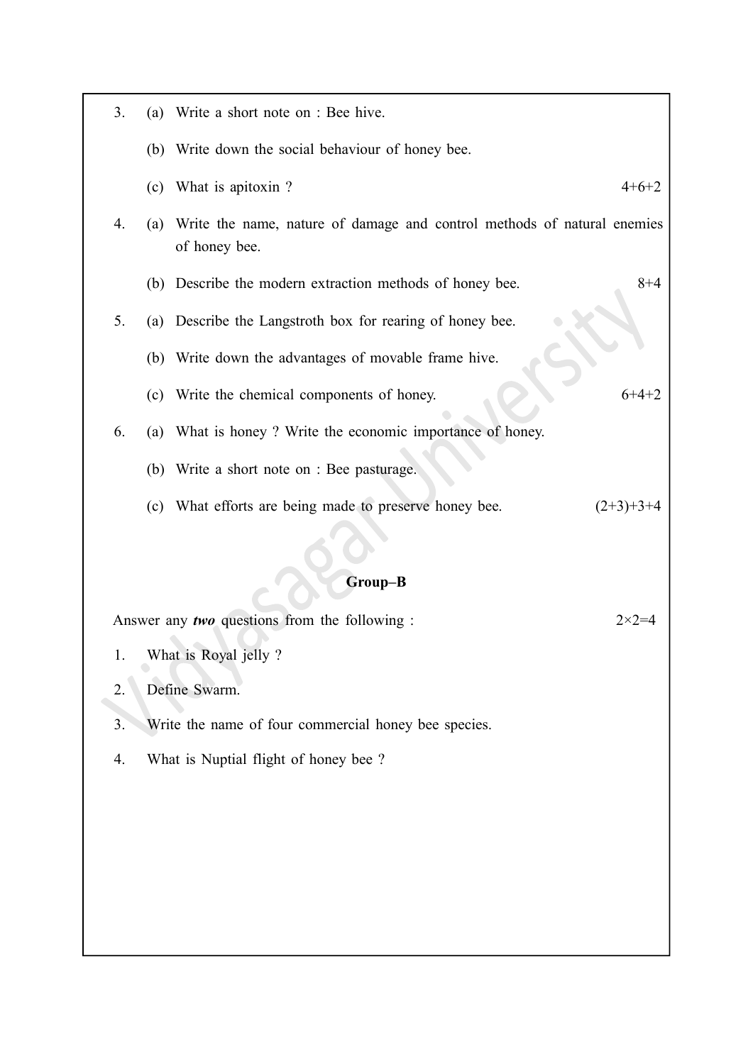3. (a) Write a short note on : Bee hive.

   (b) Write down the social behaviour of honey bee.

   (c) What is apitoxin ? 4+6+2

4. (a) Write the name, nature of damage and control methods of natural enemies of honey bee.

   (b) Describe the modern extraction methods of honey bee. 8+4

5. (a) Describe the Langstroth box for rearing of honey bee.

   (b) Write down the advantages of movable frame hive.

   (c) Write the chemical components of honey. 6+4+2

6. (a) What is honey ? Write the economic importance of honey.

   (b) Write a short note on : Bee pasturage.

   (c) What efforts are being made to preserve honey bee. (2+3)+3+4

**Group–B**

Answer any ***two*** questions from the following : 2×2=4

1. What is Royal jelly ?
2. Define Swarm.
3. Write the name of four commercial honey bee species.
4. What is Nuptial flight of honey bee ?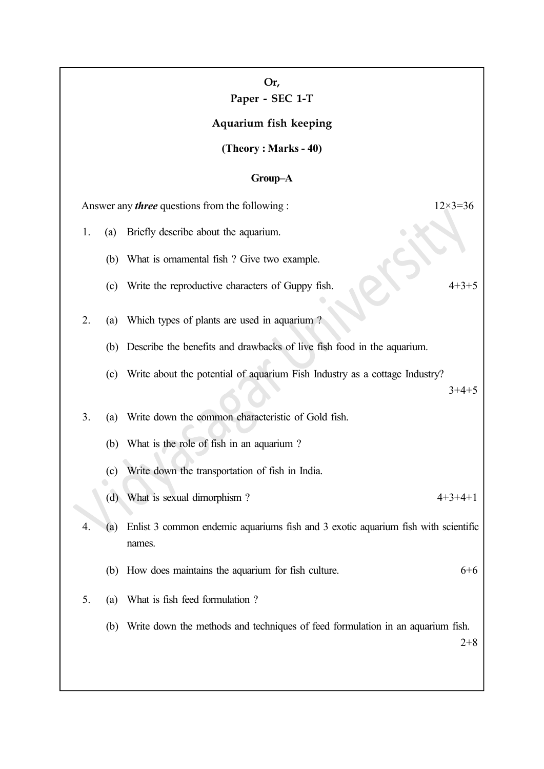**Or,**

**Paper - SEC 1-T**

**Aquarium fish keeping**

**(Theory : Marks - 40)**

**Group–A**

Answer any ***three*** questions from the following : 12×3=36

1. (a) Briefly describe about the aquarium.

   (b) What is ornamental fish ? Give two example.

   (c) Write the reproductive characters of Guppy fish. 4+3+5

2. (a) Which types of plants are used in aquarium ?

   (b) Describe the benefits and drawbacks of live fish food in the aquarium.

   (c) Write about the potential of aquarium Fish Industry as a cottage Industry? 3+4+5

3. (a) Write down the common characteristic of Gold fish.

   (b) What is the role of fish in an aquarium ?

   (c) Write down the transportation of fish in India.

   (d) What is sexual dimorphism ? 4+3+4+1

4. (a) Enlist 3 common endemic aquariums fish and 3 exotic aquarium fish with scientific names.

   (b) How does maintains the aquarium for fish culture. 6+6

5. (a) What is fish feed formulation ?

   (b) Write down the methods and techniques of feed formulation in an aquarium fish. 2+8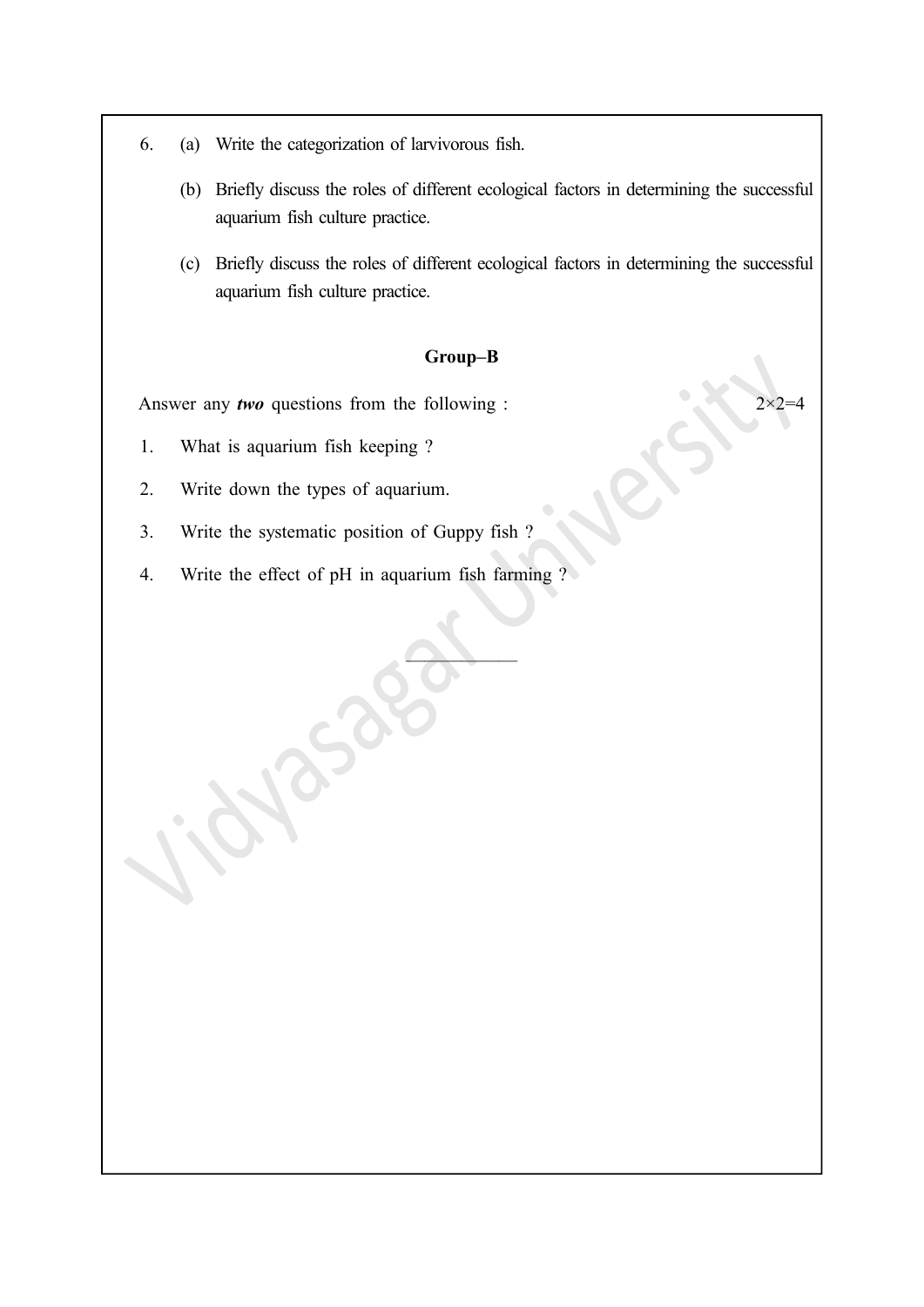6. (a) Write the categorization of larvivorous fish.

   (b) Briefly discuss the roles of different ecological factors in determining the successful aquarium fish culture practice.

   (c) Briefly discuss the roles of different ecological factors in determining the successful aquarium fish culture practice.

**Group–B**

Answer any ***two*** questions from the following : $2 \times 2 = 4$

1. What is aquarium fish keeping ?
2. Write down the types of aquarium.
3. Write the systematic position of Guppy fish ?
4. Write the effect of pH in aquarium fish farming ?

———————